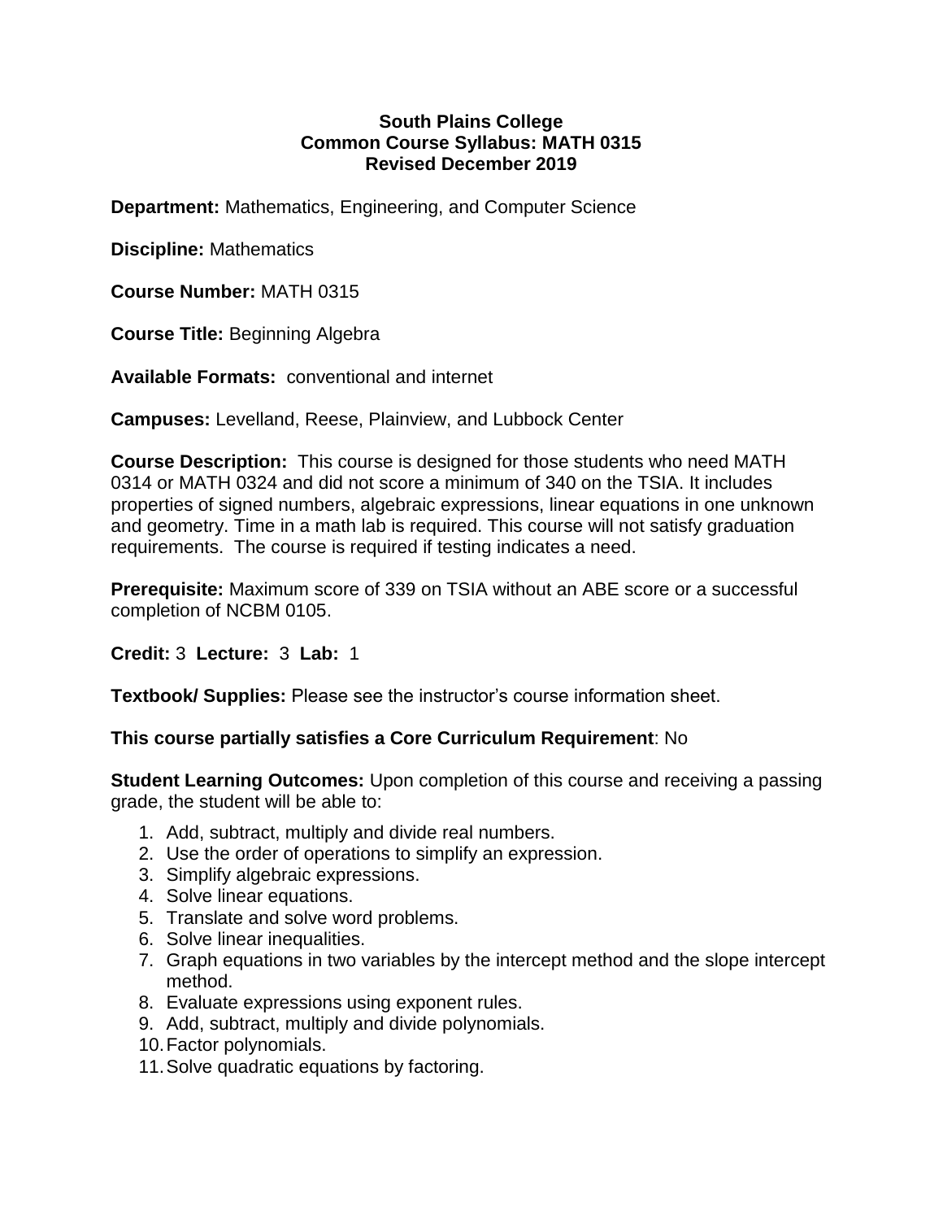# South Plains College
## Common Course Syllabus: MATH 0315
### Revised December 2019

**Department:** Mathematics, Engineering, and Computer Science

**Discipline:** Mathematics

**Course Number:** MATH 0315

**Course Title:** Beginning Algebra

**Available Formats:** conventional and internet

**Campuses:** Levelland, Reese, Plainview, and Lubbock Center

**Course Description:** This course is designed for those students who need MATH 0314 or MATH 0324 and did not score a minimum of 340 on the TSIA. It includes properties of signed numbers, algebraic expressions, linear equations in one unknown and geometry. Time in a math lab is required. This course will not satisfy graduation requirements. The course is required if testing indicates a need.

**Prerequisite:** Maximum score of 339 on TSIA without an ABE score or a successful completion of NCBM 0105.

**Credit:** 3 **Lecture:** 3 **Lab:** 1

**Textbook/ Supplies:** Please see the instructor's course information sheet.

**This course partially satisfies a Core Curriculum Requirement**: No

**Student Learning Outcomes:** Upon completion of this course and receiving a passing grade, the student will be able to:

1. Add, subtract, multiply and divide real numbers.
2. Use the order of operations to simplify an expression.
3. Simplify algebraic expressions.
4. Solve linear equations.
5. Translate and solve word problems.
6. Solve linear inequalities.
7. Graph equations in two variables by the intercept method and the slope intercept method.
8. Evaluate expressions using exponent rules.
9. Add, subtract, multiply and divide polynomials.
10. Factor polynomials.
11. Solve quadratic equations by factoring.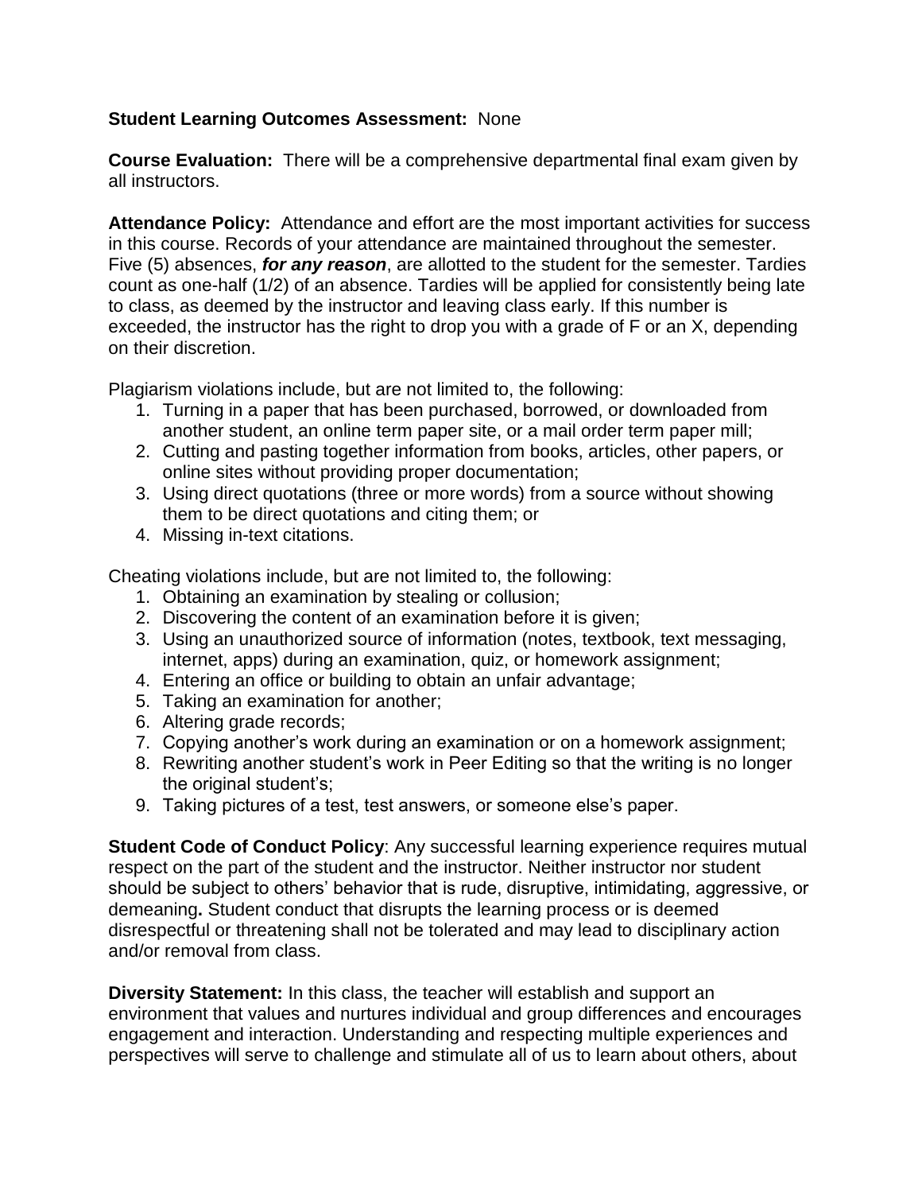**Student Learning Outcomes Assessment:** None

**Course Evaluation:** There will be a comprehensive departmental final exam given by all instructors.

**Attendance Policy:** Attendance and effort are the most important activities for success in this course. Records of your attendance are maintained throughout the semester. Five (5) absences, ***for any reason***, are allotted to the student for the semester. Tardies count as one-half (1/2) of an absence. Tardies will be applied for consistently being late to class, as deemed by the instructor and leaving class early. If this number is exceeded, the instructor has the right to drop you with a grade of F or an X, depending on their discretion.

Plagiarism violations include, but are not limited to, the following:

1. Turning in a paper that has been purchased, borrowed, or downloaded from another student, an online term paper site, or a mail order term paper mill;
2. Cutting and pasting together information from books, articles, other papers, or online sites without providing proper documentation;
3. Using direct quotations (three or more words) from a source without showing them to be direct quotations and citing them; or
4. Missing in-text citations.

Cheating violations include, but are not limited to, the following:

1. Obtaining an examination by stealing or collusion;
2. Discovering the content of an examination before it is given;
3. Using an unauthorized source of information (notes, textbook, text messaging, internet, apps) during an examination, quiz, or homework assignment;
4. Entering an office or building to obtain an unfair advantage;
5. Taking an examination for another;
6. Altering grade records;
7. Copying another's work during an examination or on a homework assignment;
8. Rewriting another student's work in Peer Editing so that the writing is no longer the original student's;
9. Taking pictures of a test, test answers, or someone else's paper.

**Student Code of Conduct Policy**: Any successful learning experience requires mutual respect on the part of the student and the instructor. Neither instructor nor student should be subject to others' behavior that is rude, disruptive, intimidating, aggressive, or demeaning**.** Student conduct that disrupts the learning process or is deemed disrespectful or threatening shall not be tolerated and may lead to disciplinary action and/or removal from class.

**Diversity Statement:** In this class, the teacher will establish and support an environment that values and nurtures individual and group differences and encourages engagement and interaction. Understanding and respecting multiple experiences and perspectives will serve to challenge and stimulate all of us to learn about others, about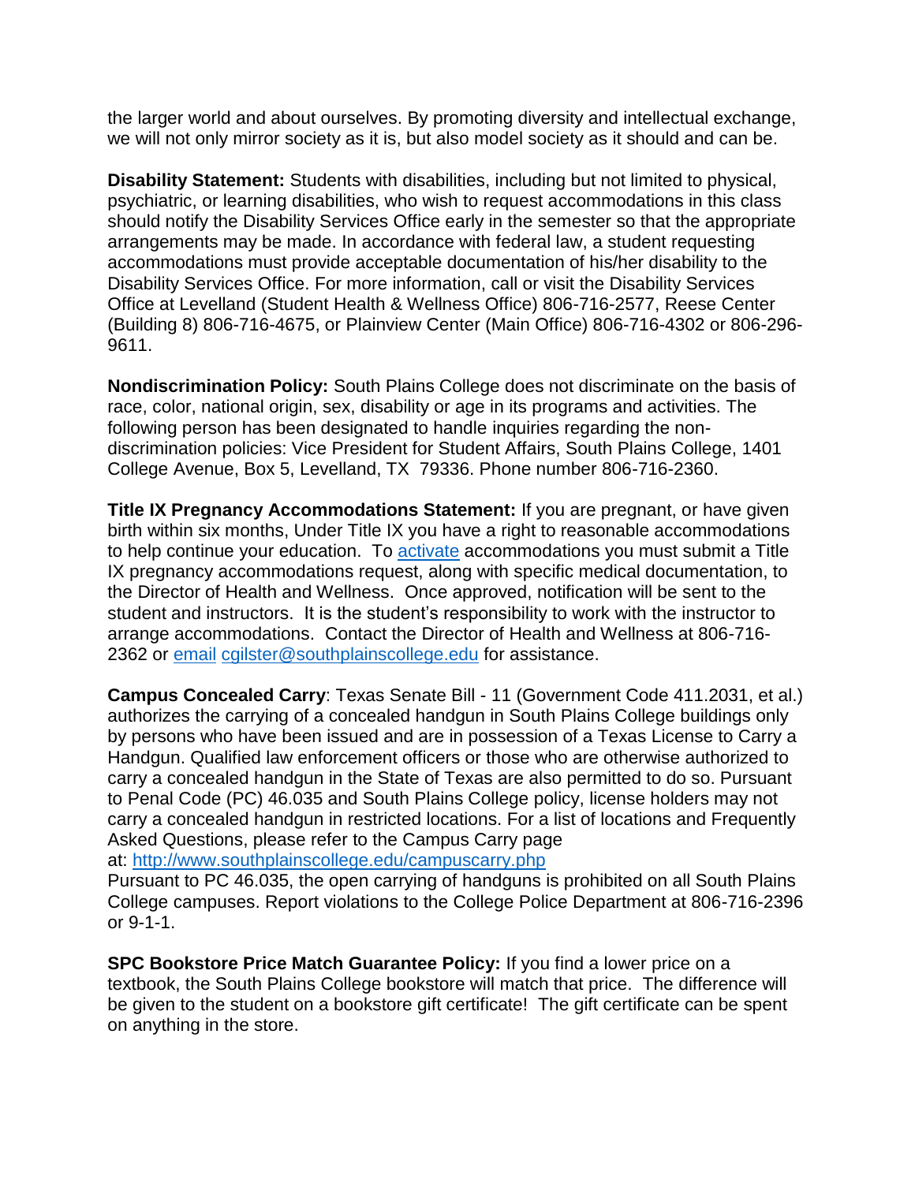the larger world and about ourselves. By promoting diversity and intellectual exchange, we will not only mirror society as it is, but also model society as it should and can be.

**Disability Statement:** Students with disabilities, including but not limited to physical, psychiatric, or learning disabilities, who wish to request accommodations in this class should notify the Disability Services Office early in the semester so that the appropriate arrangements may be made. In accordance with federal law, a student requesting accommodations must provide acceptable documentation of his/her disability to the Disability Services Office. For more information, call or visit the Disability Services Office at Levelland (Student Health & Wellness Office) 806-716-2577, Reese Center (Building 8) 806-716-4675, or Plainview Center (Main Office) 806-716-4302 or 806-296-9611.

**Nondiscrimination Policy:** South Plains College does not discriminate on the basis of race, color, national origin, sex, disability or age in its programs and activities. The following person has been designated to handle inquiries regarding the non-discrimination policies: Vice President for Student Affairs, South Plains College, 1401 College Avenue, Box 5, Levelland, TX 79336. Phone number 806-716-2360.

**Title IX Pregnancy Accommodations Statement:** If you are pregnant, or have given birth within six months, Under Title IX you have a right to reasonable accommodations to help continue your education. To activate accommodations you must submit a Title IX pregnancy accommodations request, along with specific medical documentation, to the Director of Health and Wellness. Once approved, notification will be sent to the student and instructors. It is the student's responsibility to work with the instructor to arrange accommodations. Contact the Director of Health and Wellness at 806-716-2362 or email cgilster@southplainscollege.edu for assistance.

**Campus Concealed Carry**: Texas Senate Bill - 11 (Government Code 411.2031, et al.) authorizes the carrying of a concealed handgun in South Plains College buildings only by persons who have been issued and are in possession of a Texas License to Carry a Handgun. Qualified law enforcement officers or those who are otherwise authorized to carry a concealed handgun in the State of Texas are also permitted to do so. Pursuant to Penal Code (PC) 46.035 and South Plains College policy, license holders may not carry a concealed handgun in restricted locations. For a list of locations and Frequently Asked Questions, please refer to the Campus Carry page at: http://www.southplainscollege.edu/campuscarry.php
Pursuant to PC 46.035, the open carrying of handguns is prohibited on all South Plains College campuses. Report violations to the College Police Department at 806-716-2396 or 9-1-1.

**SPC Bookstore Price Match Guarantee Policy:** If you find a lower price on a textbook, the South Plains College bookstore will match that price. The difference will be given to the student on a bookstore gift certificate! The gift certificate can be spent on anything in the store.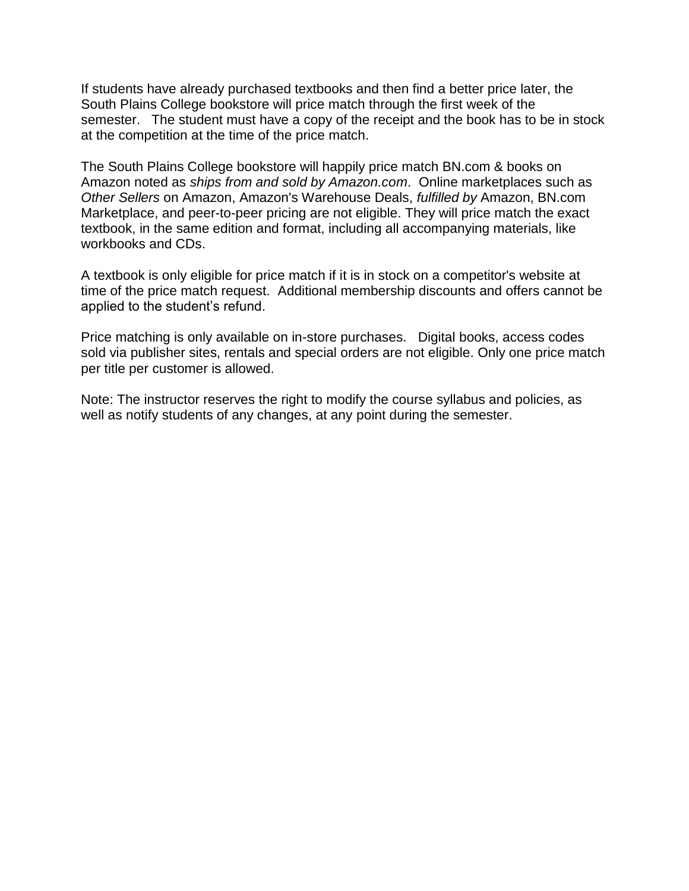If students have already purchased textbooks and then find a better price later, the South Plains College bookstore will price match through the first week of the semester. The student must have a copy of the receipt and the book has to be in stock at the competition at the time of the price match.

The South Plains College bookstore will happily price match BN.com & books on Amazon noted as *ships from and sold by Amazon.com*. Online marketplaces such as *Other Sellers* on Amazon, Amazon's Warehouse Deals, *fulfilled by* Amazon, BN.com Marketplace, and peer-to-peer pricing are not eligible. They will price match the exact textbook, in the same edition and format, including all accompanying materials, like workbooks and CDs.

A textbook is only eligible for price match if it is in stock on a competitor's website at time of the price match request. Additional membership discounts and offers cannot be applied to the student's refund.

Price matching is only available on in-store purchases. Digital books, access codes sold via publisher sites, rentals and special orders are not eligible. Only one price match per title per customer is allowed.

Note: The instructor reserves the right to modify the course syllabus and policies, as well as notify students of any changes, at any point during the semester.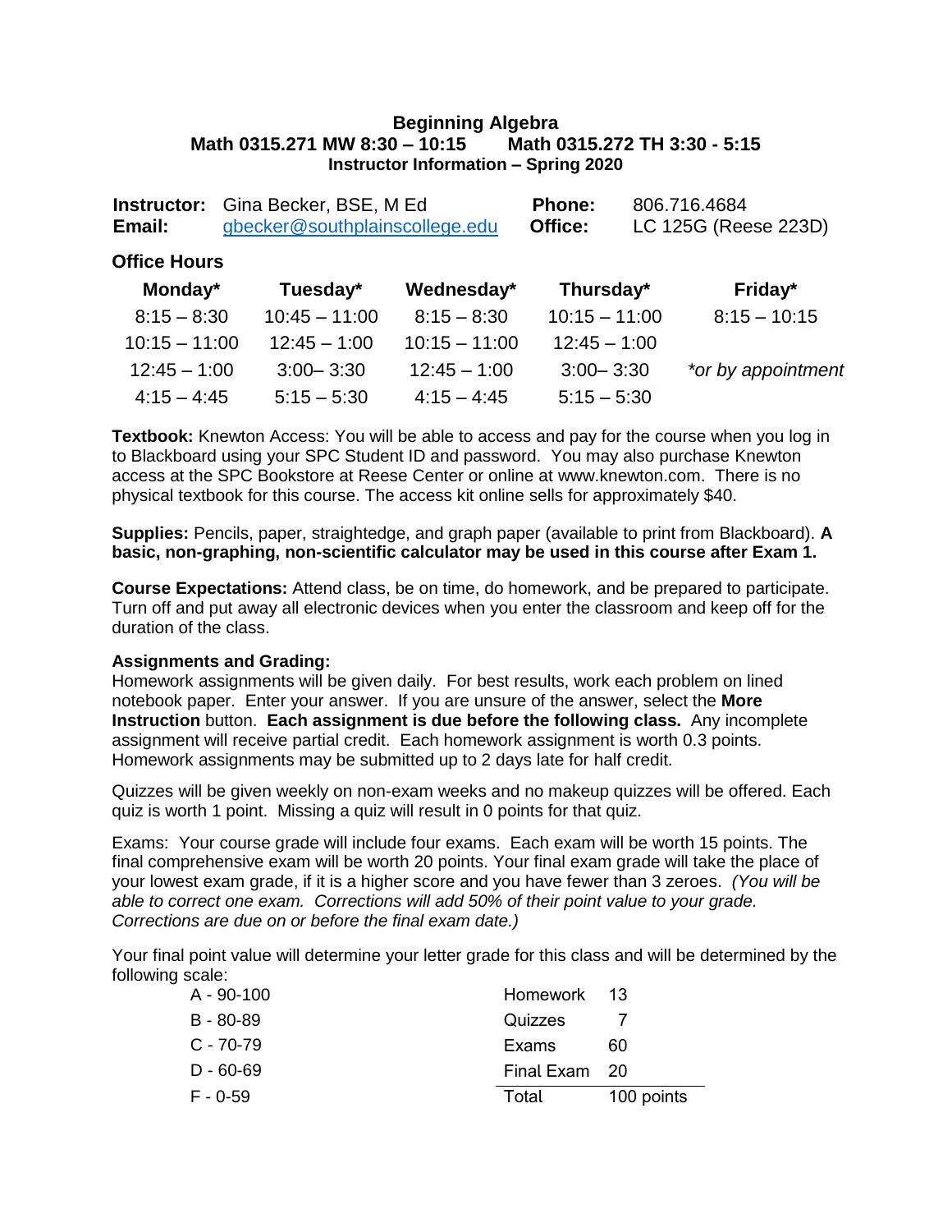# Beginning Algebra

**Math 0315.271 MW 8:30 – 10:15 Math 0315.272 TH 3:30 - 5:15**

**Instructor Information – Spring 2020**

| | | | |
|---|---|---|---|
| **Instructor:** | Gina Becker, BSE, M Ed | **Phone:** | 806.716.4684 |
| **Email:** | gbecker@southplainscollege.edu | **Office:** | LC 125G (Reese 223D) |

**Office Hours**

| Monday* | Tuesday* | Wednesday* | Thursday* | Friday* |
|---|---|---|---|---|
| 8:15 – 8:30 | 10:45 – 11:00 | 8:15 – 8:30 | 10:15 – 11:00 | 8:15 – 10:15 |
| 10:15 – 11:00 | 12:45 – 1:00 | 10:15 – 11:00 | 12:45 – 1:00 | |
| 12:45 – 1:00 | 3:00– 3:30 | 12:45 – 1:00 | 3:00– 3:30 | *\*or by appointment* |
| 4:15 – 4:45 | 5:15 – 5:30 | 4:15 – 4:45 | 5:15 – 5:30 | |

**Textbook:** Knewton Access: You will be able to access and pay for the course when you log in to Blackboard using your SPC Student ID and password. You may also purchase Knewton access at the SPC Bookstore at Reese Center or online at www.knewton.com. There is no physical textbook for this course. The access kit online sells for approximately $40.

**Supplies:** Pencils, paper, straightedge, and graph paper (available to print from Blackboard). **A basic, non-graphing, non-scientific calculator may be used in this course after Exam 1.**

**Course Expectations:** Attend class, be on time, do homework, and be prepared to participate. Turn off and put away all electronic devices when you enter the classroom and keep off for the duration of the class.

**Assignments and Grading:**

Homework assignments will be given daily. For best results, work each problem on lined notebook paper. Enter your answer. If you are unsure of the answer, select the **More Instruction** button. **Each assignment is due before the following class.** Any incomplete assignment will receive partial credit. Each homework assignment is worth 0.3 points. Homework assignments may be submitted up to 2 days late for half credit.

Quizzes will be given weekly on non-exam weeks and no makeup quizzes will be offered. Each quiz is worth 1 point. Missing a quiz will result in 0 points for that quiz.

Exams: Your course grade will include four exams. Each exam will be worth 15 points. The final comprehensive exam will be worth 20 points. Your final exam grade will take the place of your lowest exam grade, if it is a higher score and you have fewer than 3 zeroes. *(You will be able to correct one exam. Corrections will add 50% of their point value to your grade. Corrections are due on or before the final exam date.)*

Your final point value will determine your letter grade for this class and will be determined by the following scale:

| Grade | | Category | Points |
|---|---|---|---|
| A - 90-100 | | Homework | 13 |
| B - 80-89 | | Quizzes | 7 |
| C - 70-79 | | Exams | 60 |
| D - 60-69 | | Final Exam | 20 |
| F - 0-59 | | Total | 100 points |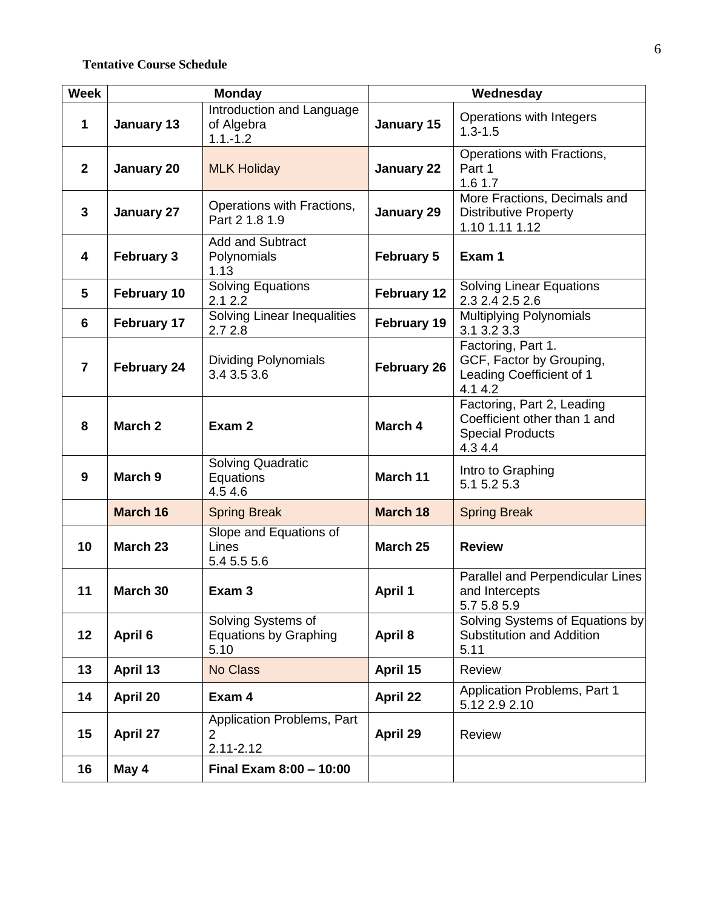**Tentative Course Schedule**

| Week | Monday | | Wednesday | |
|---|---|---|---|---|
| **1** | **January 13** | Introduction and Language of Algebra 1.1.-1.2 | **January 15** | Operations with Integers 1.3-1.5 |
| **2** | **January 20** | MLK Holiday | **January 22** | Operations with Fractions, Part 1 1.6 1.7 |
| **3** | **January 27** | Operations with Fractions, Part 2 1.8 1.9 | **January 29** | More Fractions, Decimals and Distributive Property 1.10 1.11 1.12 |
| **4** | **February 3** | Add and Subtract Polynomials 1.13 | **February 5** | **Exam 1** |
| **5** | **February 10** | Solving Equations 2.1 2.2 | **February 12** | Solving Linear Equations 2.3 2.4 2.5 2.6 |
| **6** | **February 17** | Solving Linear Inequalities 2.7 2.8 | **February 19** | Multiplying Polynomials 3.1 3.2 3.3 |
| **7** | **February 24** | Dividing Polynomials 3.4 3.5 3.6 | **February 26** | Factoring, Part 1. GCF, Factor by Grouping, Leading Coefficient of 1 4.1 4.2 |
| **8** | **March 2** | **Exam 2** | **March 4** | Factoring, Part 2, Leading Coefficient other than 1 and Special Products 4.3 4.4 |
| **9** | **March 9** | Solving Quadratic Equations 4.5 4.6 | **March 11** | Intro to Graphing 5.1 5.2 5.3 |
| | **March 16** | Spring Break | **March 18** | Spring Break |
| **10** | **March 23** | Slope and Equations of Lines 5.4 5.5 5.6 | **March 25** | **Review** |
| **11** | **March 30** | **Exam 3** | **April 1** | Parallel and Perpendicular Lines and Intercepts 5.7 5.8 5.9 |
| **12** | **April 6** | Solving Systems of Equations by Graphing 5.10 | **April 8** | Solving Systems of Equations by Substitution and Addition 5.11 |
| **13** | **April 13** | No Class | **April 15** | Review |
| **14** | **April 20** | **Exam 4** | **April 22** | Application Problems, Part 1 5.12 2.9 2.10 |
| **15** | **April 27** | Application Problems, Part 2 2.11-2.12 | **April 29** | Review |
| **16** | **May 4** | **Final Exam 8:00 – 10:00** | | |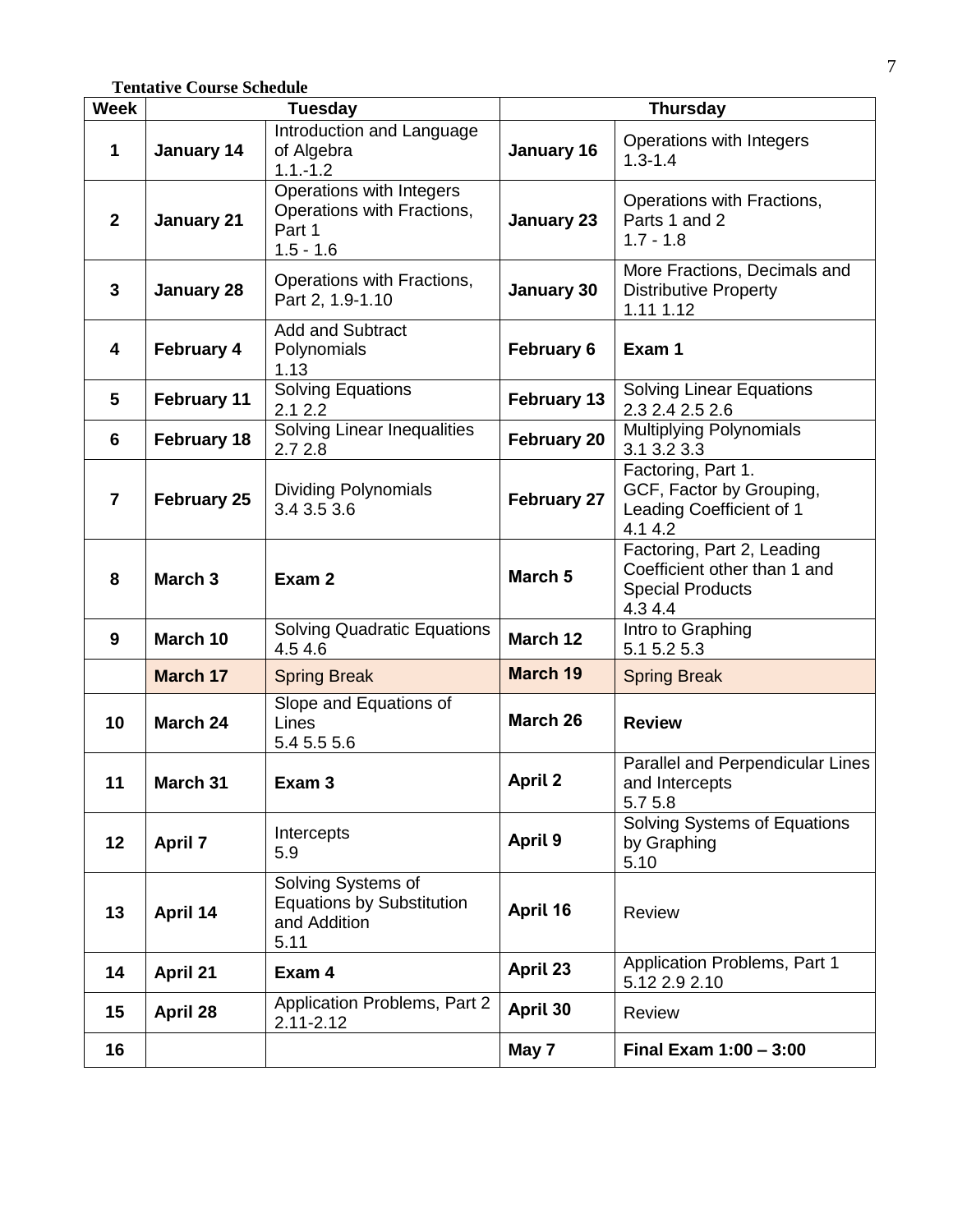**Tentative Course Schedule**

| Week | Tuesday | | Thursday | |
|---|---|---|---|---|
| **1** | **January 14** | Introduction and Language of Algebra 1.1.-1.2 | **January 16** | Operations with Integers 1.3-1.4 |
| **2** | **January 21** | Operations with Integers Operations with Fractions, Part 1 1.5 - 1.6 | **January 23** | Operations with Fractions, Parts 1 and 2 1.7 - 1.8 |
| **3** | **January 28** | Operations with Fractions, Part 2, 1.9-1.10 | **January 30** | More Fractions, Decimals and Distributive Property 1.11 1.12 |
| **4** | **February 4** | Add and Subtract Polynomials 1.13 | **February 6** | **Exam 1** |
| **5** | **February 11** | Solving Equations 2.1 2.2 | **February 13** | Solving Linear Equations 2.3 2.4 2.5 2.6 |
| **6** | **February 18** | Solving Linear Inequalities 2.7 2.8 | **February 20** | Multiplying Polynomials 3.1 3.2 3.3 |
| **7** | **February 25** | Dividing Polynomials 3.4 3.5 3.6 | **February 27** | Factoring, Part 1. GCF, Factor by Grouping, Leading Coefficient of 1 4.1 4.2 |
| **8** | **March 3** | **Exam 2** | **March 5** | Factoring, Part 2, Leading Coefficient other than 1 and Special Products 4.3 4.4 |
| **9** | **March 10** | Solving Quadratic Equations 4.5 4.6 | **March 12** | Intro to Graphing 5.1 5.2 5.3 |
| | **March 17** | Spring Break | **March 19** | Spring Break |
| **10** | **March 24** | Slope and Equations of Lines 5.4 5.5 5.6 | **March 26** | **Review** |
| **11** | **March 31** | **Exam 3** | **April 2** | Parallel and Perpendicular Lines and Intercepts 5.7 5.8 |
| **12** | **April 7** | Intercepts 5.9 | **April 9** | Solving Systems of Equations by Graphing 5.10 |
| **13** | **April 14** | Solving Systems of Equations by Substitution and Addition 5.11 | **April 16** | Review |
| **14** | **April 21** | **Exam 4** | **April 23** | Application Problems, Part 1 5.12 2.9 2.10 |
| **15** | **April 28** | Application Problems, Part 2 2.11-2.12 | **April 30** | Review |
| **16** | | | **May 7** | **Final Exam 1:00 – 3:00** |